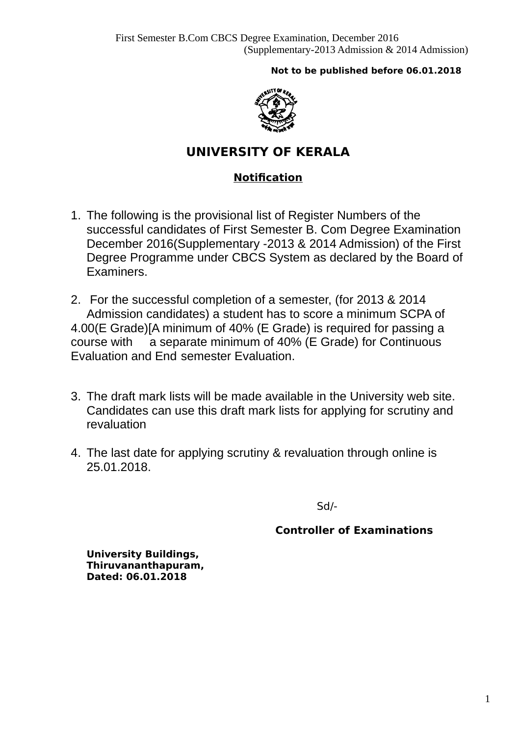First Semester B.Com CBCS Degree Examination, December 2016
(Supplementary-2013 Admission & 2014 Admission)

**Not to be published before 06.01.2018**

# UNIVERSITY OF KERALA

## Notification

1. The following is the provisional list of Register Numbers of the successful candidates of First Semester B. Com Degree Examination December 2016(Supplementary -2013 & 2014 Admission) of the First Degree Programme under CBCS System as declared by the Board of Examiners.

2. For the successful completion of a semester, (for 2013 & 2014 Admission candidates) a student has to score a minimum SCPA of 4.00(E Grade)[A minimum of 40% (E Grade) is required for passing a course with a separate minimum of 40% (E Grade) for Continuous Evaluation and End semester Evaluation.

3. The draft mark lists will be made available in the University web site. Candidates can use this draft mark lists for applying for scrutiny and revaluation

4. The last date for applying scrutiny & revaluation through online is 25.01.2018.

Sd/-

**Controller of Examinations**

**University Buildings,**
**Thiruvananthapuram,**
**Dated: 06.01.2018**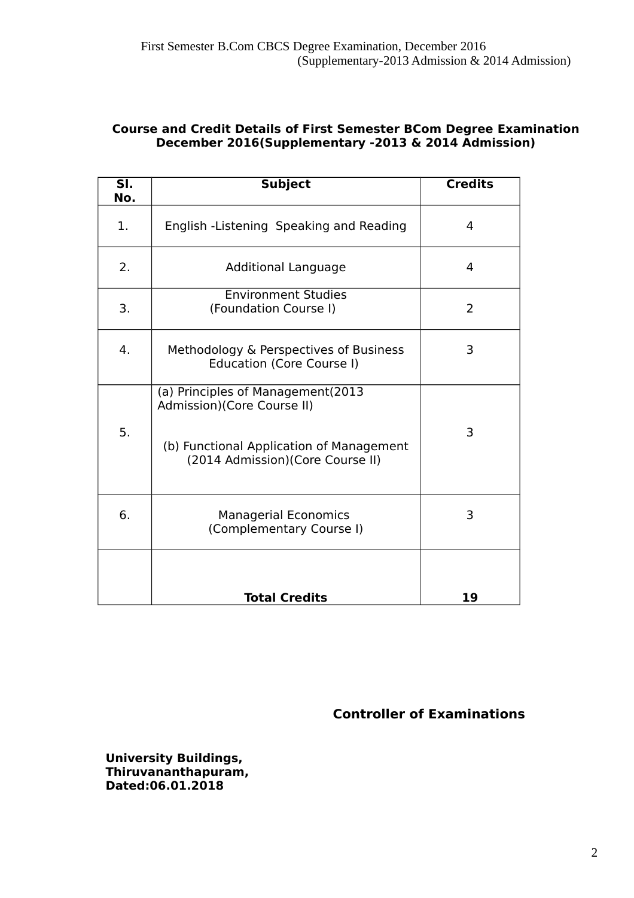**Course and Credit Details of First Semester BCom Degree Examination December 2016(Supplementary -2013 & 2014 Admission)**

| Sl. No. | Subject | Credits |
|---|---|---|
| 1. | English -Listening Speaking and Reading | 4 |
| 2. | Additional Language | 4 |
| 3. | Environment Studies (Foundation Course I) | 2 |
| 4. | Methodology & Perspectives of Business Education (Core Course I) | 3 |
| 5. | (a) Principles of Management(2013 Admission)(Core Course II)<br>(b) Functional Application of Management (2014 Admission)(Core Course II) | 3 |
| 6. | Managerial Economics (Complementary Course I) | 3 |
| | **Total Credits** | **19** |

**Controller of Examinations**

**University Buildings,**
**Thiruvananthapuram,**
**Dated:06.01.2018**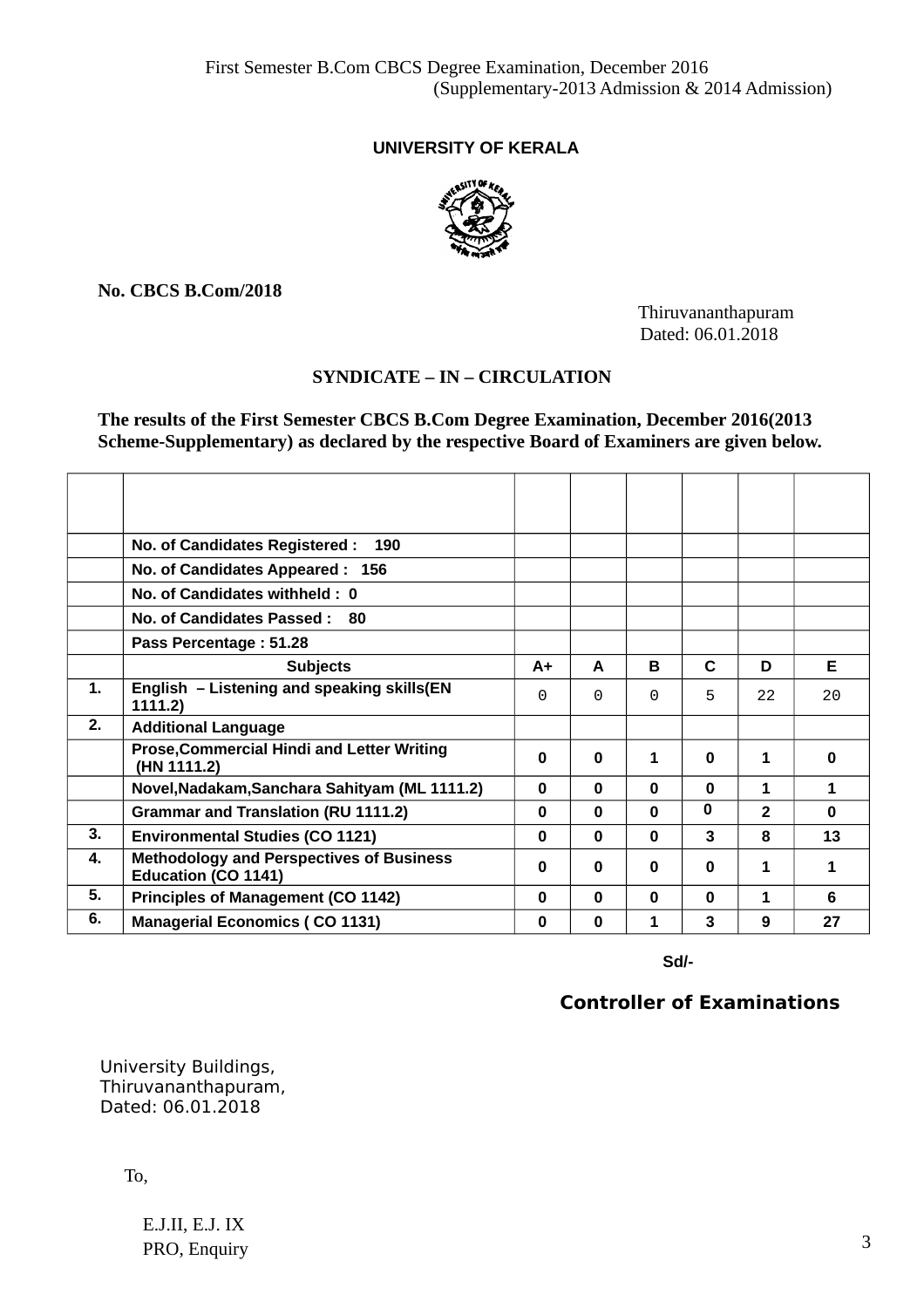First Semester B.Com CBCS Degree Examination, December 2016
(Supplementary-2013 Admission & 2014 Admission)

**UNIVERSITY OF KERALA**

**No. CBCS B.Com/2018**

Thiruvananthapuram
Dated: 06.01.2018

**SYNDICATE – IN – CIRCULATION**

**The results of the First Semester CBCS B.Com Degree Examination, December 2016(2013 Scheme-Supplementary) as declared by the respective Board of Examiners are given below.**

| | | | | | | | |
|---|---|---|---|---|---|---|---|
| | **No. of Candidates Registered : 190** | | | | | | |
| | **No. of Candidates Appeared : 156** | | | | | | |
| | **No. of Candidates withheld : 0** | | | | | | |
| | **No. of Candidates Passed : 80** | | | | | | |
| | **Pass Percentage : 51.28** | | | | | | |
| | **Subjects** | **A+** | **A** | **B** | **C** | **D** | **E** |
| **1.** | **English – Listening and speaking skills(EN 1111.2)** | 0 | 0 | 0 | 5 | 22 | 20 |
| **2.** | **Additional Language** | | | | | | |
| | **Prose,Commercial Hindi and Letter Writing (HN 1111.2)** | **0** | **0** | **1** | **0** | **1** | **0** |
| | **Novel,Nadakam,Sanchara Sahityam (ML 1111.2)** | **0** | **0** | **0** | **0** | **1** | **1** |
| | **Grammar and Translation (RU 1111.2)** | **0** | **0** | **0** | **0** | **2** | **0** |
| **3.** | **Environmental Studies (CO 1121)** | **0** | **0** | **0** | **3** | **8** | **13** |
| **4.** | **Methodology and Perspectives of Business Education (CO 1141)** | **0** | **0** | **0** | **0** | **1** | **1** |
| **5.** | **Principles of Management (CO 1142)** | **0** | **0** | **0** | **0** | **1** | **6** |
| **6.** | **Managerial Economics ( CO 1131)** | **0** | **0** | **1** | **3** | **9** | **27** |

**Sd/-**

**Controller of Examinations**

University Buildings,
Thiruvananthapuram,
Dated: 06.01.2018

To,

E.J.II, E.J. IX
PRO, Enquiry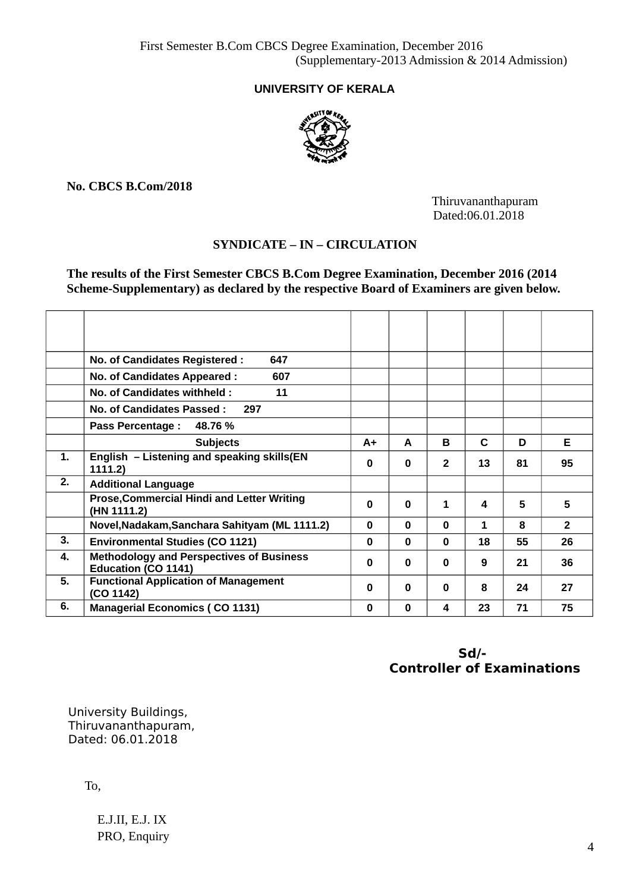First Semester B.Com CBCS Degree Examination, December 2016
(Supplementary-2013 Admission & 2014 Admission)

**UNIVERSITY OF KERALA**

**No. CBCS B.Com/2018**

Thiruvananthapuram
Dated:06.01.2018

**SYNDICATE – IN – CIRCULATION**

**The results of the First Semester CBCS B.Com Degree Examination, December 2016 (2014 Scheme-Supplementary) as declared by the respective Board of Examiners are given below.**

| | | | | | | | |
|---|---|---|---|---|---|---|---|
| | **No. of Candidates Registered : 647** | | | | | | |
| | **No. of Candidates Appeared : 607** | | | | | | |
| | **No. of Candidates withheld : 11** | | | | | | |
| | **No. of Candidates Passed : 297** | | | | | | |
| | **Pass Percentage : 48.76 %** | | | | | | |
| | **Subjects** | **A+** | **A** | **B** | **C** | **D** | **E** |
| **1.** | **English – Listening and speaking skills(EN 1111.2)** | **0** | **0** | **2** | **13** | **81** | **95** |
| **2.** | **Additional Language** | | | | | | |
| | **Prose,Commercial Hindi and Letter Writing (HN 1111.2)** | **0** | **0** | **1** | **4** | **5** | **5** |
| | **Novel,Nadakam,Sanchara Sahityam (ML 1111.2)** | **0** | **0** | **0** | **1** | **8** | **2** |
| **3.** | **Environmental Studies (CO 1121)** | **0** | **0** | **0** | **18** | **55** | **26** |
| **4.** | **Methodology and Perspectives of Business Education (CO 1141)** | **0** | **0** | **0** | **9** | **21** | **36** |
| **5.** | **Functional Application of Management (CO 1142)** | **0** | **0** | **0** | **8** | **24** | **27** |
| **6.** | **Managerial Economics ( CO 1131)** | **0** | **0** | **4** | **23** | **71** | **75** |

**Sd/-**
**Controller of Examinations**

University Buildings,
Thiruvananthapuram,
Dated: 06.01.2018

To,

E.J.II, E.J. IX
PRO, Enquiry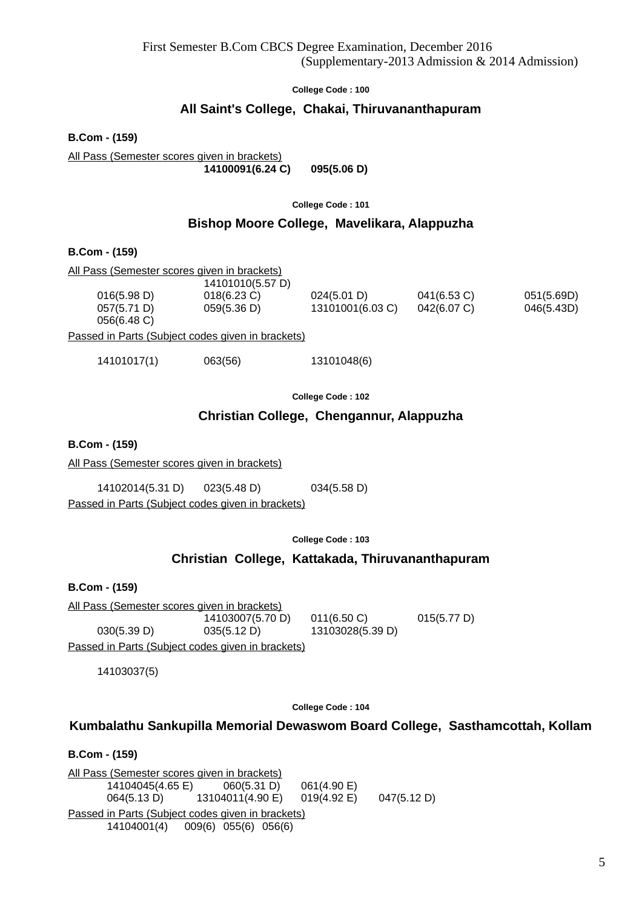First Semester B.Com CBCS Degree Examination, December 2016
(Supplementary-2013 Admission & 2014 Admission)

**College Code : 100**

## All Saint's College, Chakai, Thiruvananthapuram

**B.Com - (159)**

All Pass (Semester scores given in brackets)

**14100091(6.24 C)** **095(5.06 D)**

**College Code : 101**

## Bishop Moore College, Mavelikara, Alappuzha

**B.Com - (159)**

All Pass (Semester scores given in brackets)

| | | | | |
|---|---|---|---|---|
| | 14101010(5.57 D) | | | |
| 016(5.98 D) | 018(6.23 C) | 024(5.01 D) | 041(6.53 C) | 051(5.69D) |
| 057(5.71 D) | 059(5.36 D) | 13101001(6.03 C) | 042(6.07 C) | 046(5.43D) |
| 056(6.48 C) | | | | |

Passed in Parts (Subject codes given in brackets)

14101017(1) 063(56) 13101048(6)

**College Code : 102**

## Christian College, Chengannur, Alappuzha

**B.Com - (159)**

All Pass (Semester scores given in brackets)

14102014(5.31 D) 023(5.48 D) 034(5.58 D)

Passed in Parts (Subject codes given in brackets)

**College Code : 103**

## Christian College, Kattakada, Thiruvananthapuram

**B.Com - (159)**

All Pass (Semester scores given in brackets)

| | | | |
|---|---|---|---|
| | 14103007(5.70 D) | 011(6.50 C) | 015(5.77 D) |
| 030(5.39 D) | 035(5.12 D) | 13103028(5.39 D) | |

Passed in Parts (Subject codes given in brackets)

14103037(5)

**College Code : 104**

## Kumbalathu Sankupilla Memorial Dewaswom Board College, Sasthamcottah, Kollam

**B.Com - (159)**

All Pass (Semester scores given in brackets)

| | | | |
|---|---|---|---|
| 14104045(4.65 E) | 060(5.31 D) | 061(4.90 E) | |
| 064(5.13 D) | 13104011(4.90 E) | 019(4.92 E) | 047(5.12 D) |

Passed in Parts (Subject codes given in brackets)

14104001(4) 009(6) 055(6) 056(6)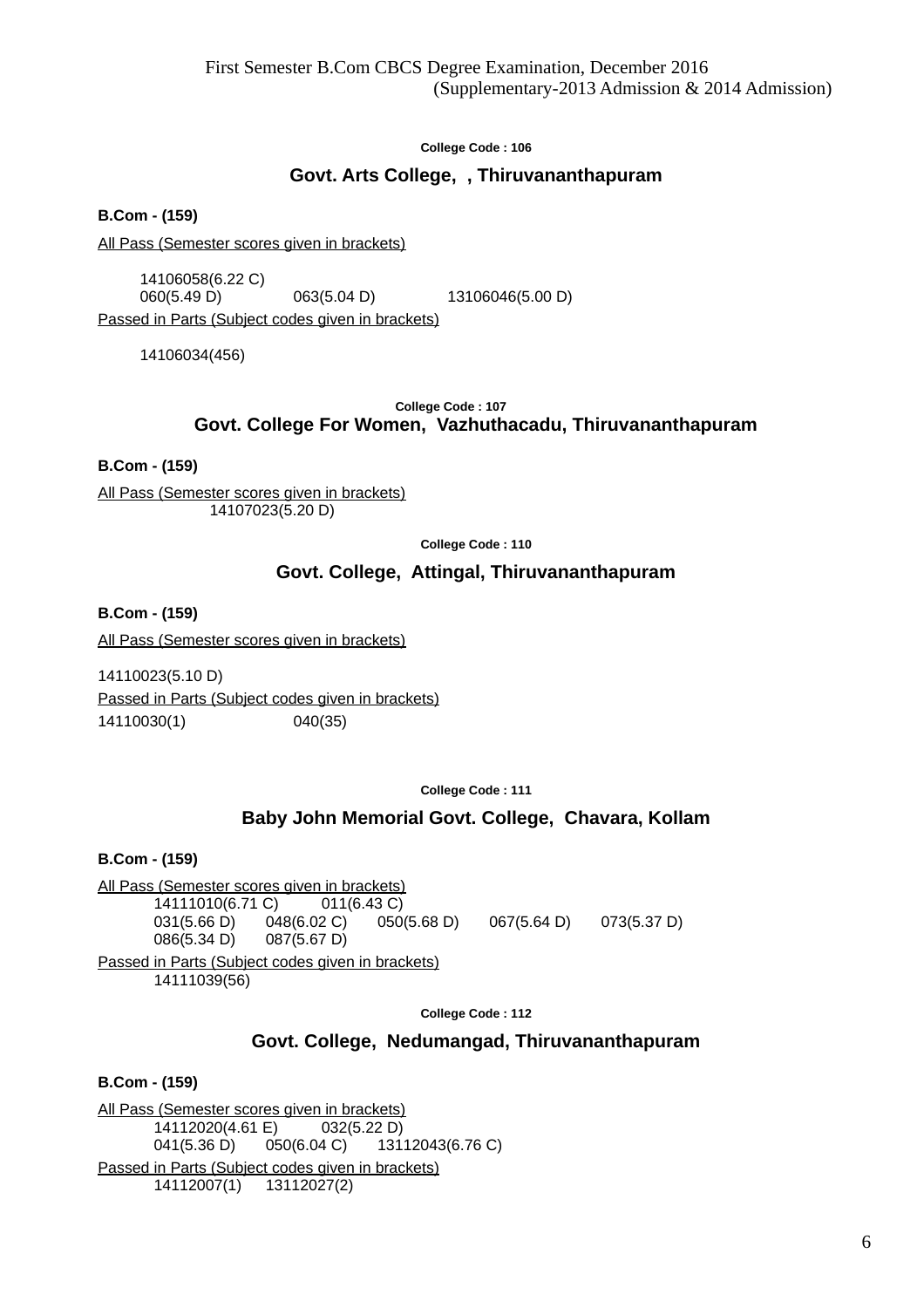First Semester B.Com CBCS Degree Examination, December 2016
(Supplementary-2013 Admission & 2014 Admission)

**College Code : 106**

## Govt. Arts College, , Thiruvananthapuram

**B.Com - (159)**

All Pass (Semester scores given in brackets)

14106058(6.22 C)
060(5.49 D) 063(5.04 D) 13106046(5.00 D)

Passed in Parts (Subject codes given in brackets)

14106034(456)

**College Code : 107**

## Govt. College For Women, Vazhuthacadu, Thiruvananthapuram

**B.Com - (159)**

All Pass (Semester scores given in brackets)

14107023(5.20 D)

**College Code : 110**

## Govt. College, Attingal, Thiruvananthapuram

**B.Com - (159)**

All Pass (Semester scores given in brackets)

14110023(5.10 D)

Passed in Parts (Subject codes given in brackets)

14110030(1) 040(35)

**College Code : 111**

## Baby John Memorial Govt. College, Chavara, Kollam

**B.Com - (159)**

All Pass (Semester scores given in brackets)

14111010(6.71 C) 011(6.43 C)
031(5.66 D) 048(6.02 C) 050(5.68 D) 067(5.64 D) 073(5.37 D)
086(5.34 D) 087(5.67 D)

Passed in Parts (Subject codes given in brackets)

14111039(56)

**College Code : 112**

## Govt. College, Nedumangad, Thiruvananthapuram

**B.Com - (159)**

All Pass (Semester scores given in brackets)

14112020(4.61 E) 032(5.22 D)
041(5.36 D) 050(6.04 C) 13112043(6.76 C)

Passed in Parts (Subject codes given in brackets)

14112007(1) 13112027(2)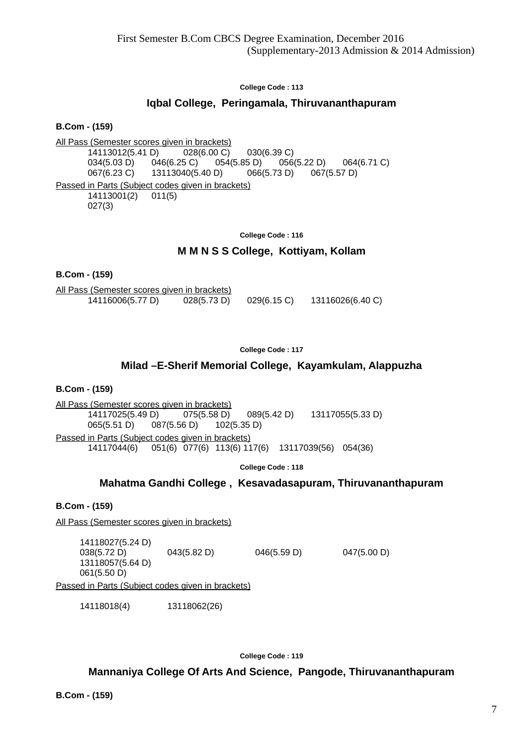First Semester B.Com CBCS Degree Examination, December 2016
(Supplementary-2013 Admission & 2014 Admission)

**College Code : 113**

### Iqbal College, Peringamala, Thiruvananthapuram

**B.Com - (159)**

All Pass (Semester scores given in brackets)

14113012(5.41 D) 028(6.00 C) 030(6.39 C)
034(5.03 D) 046(6.25 C) 054(5.85 D) 056(5.22 D) 064(6.71 C)
067(6.23 C) 13113040(5.40 D) 066(5.73 D) 067(5.57 D)

Passed in Parts (Subject codes given in brackets)

14113001(2) 011(5)
027(3)

**College Code : 116**

### M M N S S College, Kottiyam, Kollam

**B.Com - (159)**

All Pass (Semester scores given in brackets)

14116006(5.77 D) 028(5.73 D) 029(6.15 C) 13116026(6.40 C)

**College Code : 117**

### Milad –E-Sherif Memorial College, Kayamkulam, Alappuzha

**B.Com - (159)**

All Pass (Semester scores given in brackets)

14117025(5.49 D) 075(5.58 D) 089(5.42 D) 13117055(5.33 D)
065(5.51 D) 087(5.56 D) 102(5.35 D)

Passed in Parts (Subject codes given in brackets)

14117044(6) 051(6) 077(6) 113(6) 117(6) 13117039(56) 054(36)

**College Code : 118**

### Mahatma Gandhi College , Kesavadasapuram, Thiruvananthapuram

**B.Com - (159)**

All Pass (Semester scores given in brackets)

14118027(5.24 D)
038(5.72 D) 043(5.82 D) 046(5.59 D) 047(5.00 D)
13118057(5.64 D)
061(5.50 D)

Passed in Parts (Subject codes given in brackets)

14118018(4) 13118062(26)

**College Code : 119**

### Mannaniya College Of Arts And Science, Pangode, Thiruvananthapuram

**B.Com - (159)**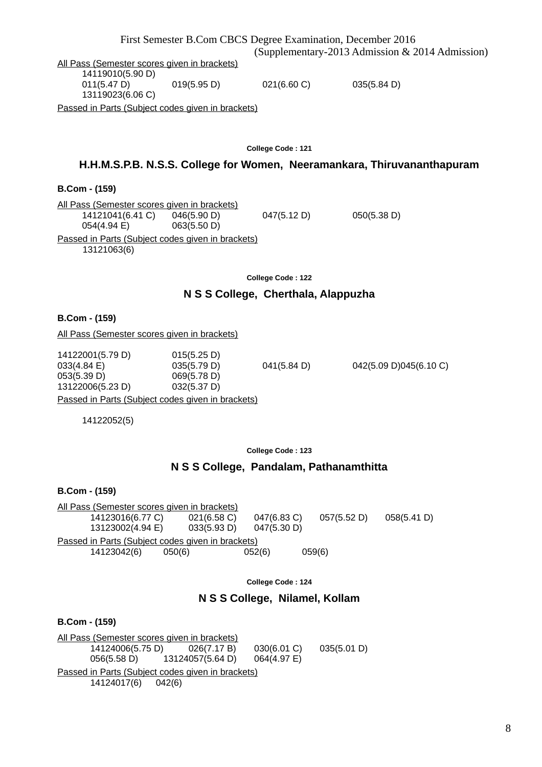First Semester B.Com CBCS Degree Examination, December 2016
(Supplementary-2013 Admission & 2014 Admission)

All Pass (Semester scores given in brackets)

14119010(5.90 D)
011(5.47 D) 019(5.95 D) 021(6.60 C) 035(5.84 D)
13119023(6.06 C)

Passed in Parts (Subject codes given in brackets)

**College Code : 121**

## H.H.M.S.P.B. N.S.S. College for Women, Neeramankara, Thiruvananthapuram

**B.Com - (159)**

All Pass (Semester scores given in brackets)

14121041(6.41 C) 046(5.90 D) 047(5.12 D) 050(5.38 D)
054(4.94 E) 063(5.50 D)

Passed in Parts (Subject codes given in brackets)

13121063(6)

**College Code : 122**

## N S S College, Cherthala, Alappuzha

**B.Com - (159)**

All Pass (Semester scores given in brackets)

14122001(5.79 D) 015(5.25 D)
033(4.84 E) 035(5.79 D) 041(5.84 D) 042(5.09 D)045(6.10 C)
053(5.39 D) 069(5.78 D)
13122006(5.23 D) 032(5.37 D)

Passed in Parts (Subject codes given in brackets)

14122052(5)

**College Code : 123**

## N S S College, Pandalam, Pathanamthitta

**B.Com - (159)**

All Pass (Semester scores given in brackets)

14123016(6.77 C) 021(6.58 C) 047(6.83 C) 057(5.52 D) 058(5.41 D)
13123002(4.94 E) 033(5.93 D) 047(5.30 D)

Passed in Parts (Subject codes given in brackets)

14123042(6) 050(6) 052(6) 059(6)

**College Code : 124**

## N S S College, Nilamel, Kollam

**B.Com - (159)**

All Pass (Semester scores given in brackets)

14124006(5.75 D) 026(7.17 B) 030(6.01 C) 035(5.01 D)
056(5.58 D) 13124057(5.64 D) 064(4.97 E)

Passed in Parts (Subject codes given in brackets)

14124017(6) 042(6)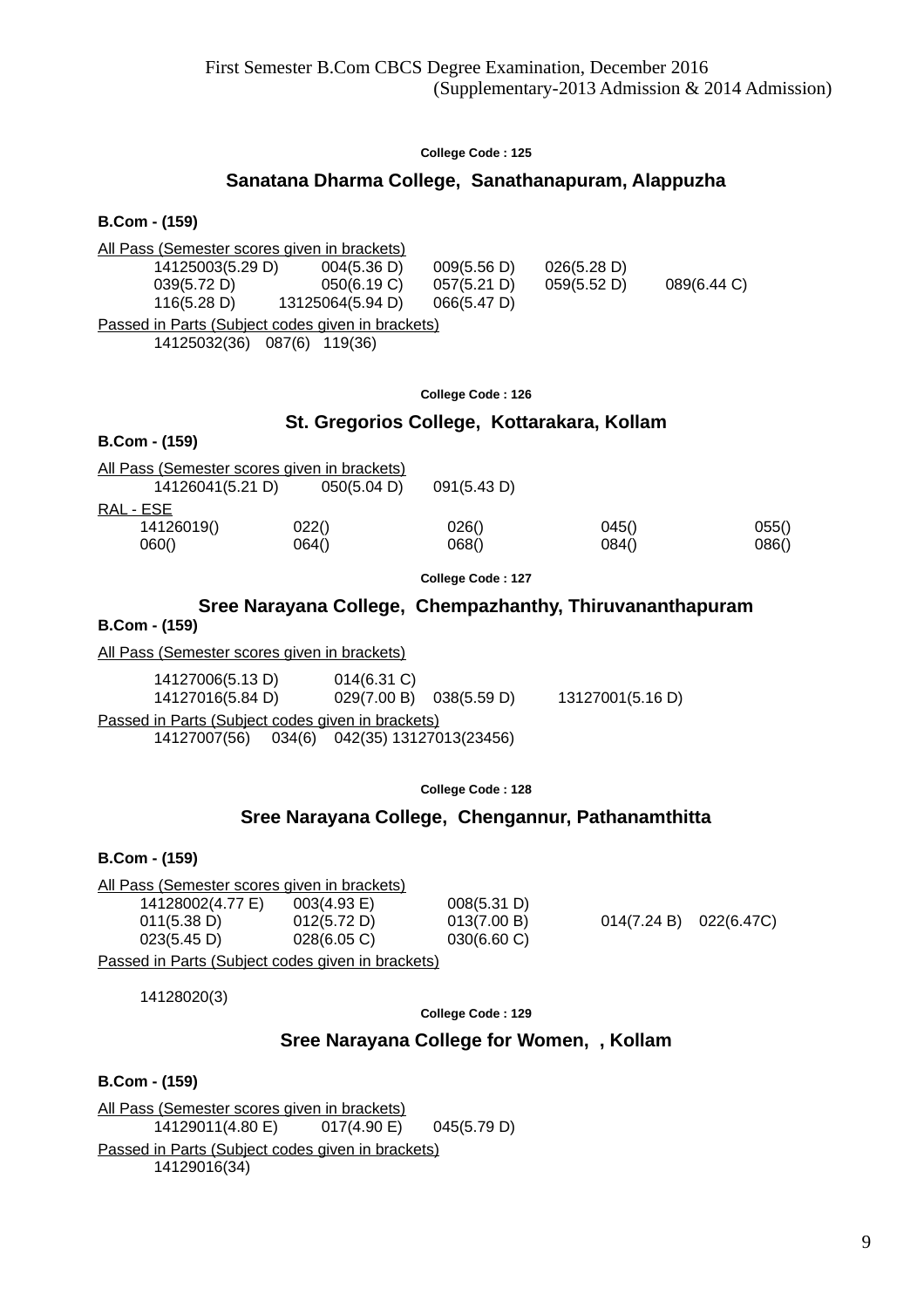First Semester B.Com CBCS Degree Examination, December 2016
(Supplementary-2013 Admission & 2014 Admission)

**College Code : 125**

## Sanatana Dharma College, Sanathanapuram, Alappuzha

**B.Com - (159)**

All Pass (Semester scores given in brackets)

14125003(5.29 D) 004(5.36 D) 009(5.56 D) 026(5.28 D)
039(5.72 D) 050(6.19 C) 057(5.21 D) 059(5.52 D) 089(6.44 C)
116(5.28 D) 13125064(5.94 D) 066(5.47 D)

Passed in Parts (Subject codes given in brackets)

14125032(36) 087(6) 119(36)

**College Code : 126**

## St. Gregorios College, Kottarakara, Kollam

**B.Com - (159)**

All Pass (Semester scores given in brackets)

14126041(5.21 D) 050(5.04 D) 091(5.43 D)

RAL - ESE

14126019() 022() 026() 045() 055()
060() 064() 068() 084() 086()

**College Code : 127**

## Sree Narayana College, Chempazhanthy, Thiruvananthapuram

**B.Com - (159)**

All Pass (Semester scores given in brackets)

14127006(5.13 D) 014(6.31 C)
14127016(5.84 D) 029(7.00 B) 038(5.59 D) 13127001(5.16 D)

Passed in Parts (Subject codes given in brackets)

14127007(56) 034(6) 042(35) 13127013(23456)

**College Code : 128**

## Sree Narayana College, Chengannur, Pathanamthitta

**B.Com - (159)**

All Pass (Semester scores given in brackets)

14128002(4.77 E) 003(4.93 E) 008(5.31 D)
011(5.38 D) 012(5.72 D) 013(7.00 B) 014(7.24 B) 022(6.47C)
023(5.45 D) 028(6.05 C) 030(6.60 C)

Passed in Parts (Subject codes given in brackets)

14128020(3)

**College Code : 129**

## Sree Narayana College for Women, , Kollam

**B.Com - (159)**

All Pass (Semester scores given in brackets)

14129011(4.80 E) 017(4.90 E) 045(5.79 D)

Passed in Parts (Subject codes given in brackets)

14129016(34)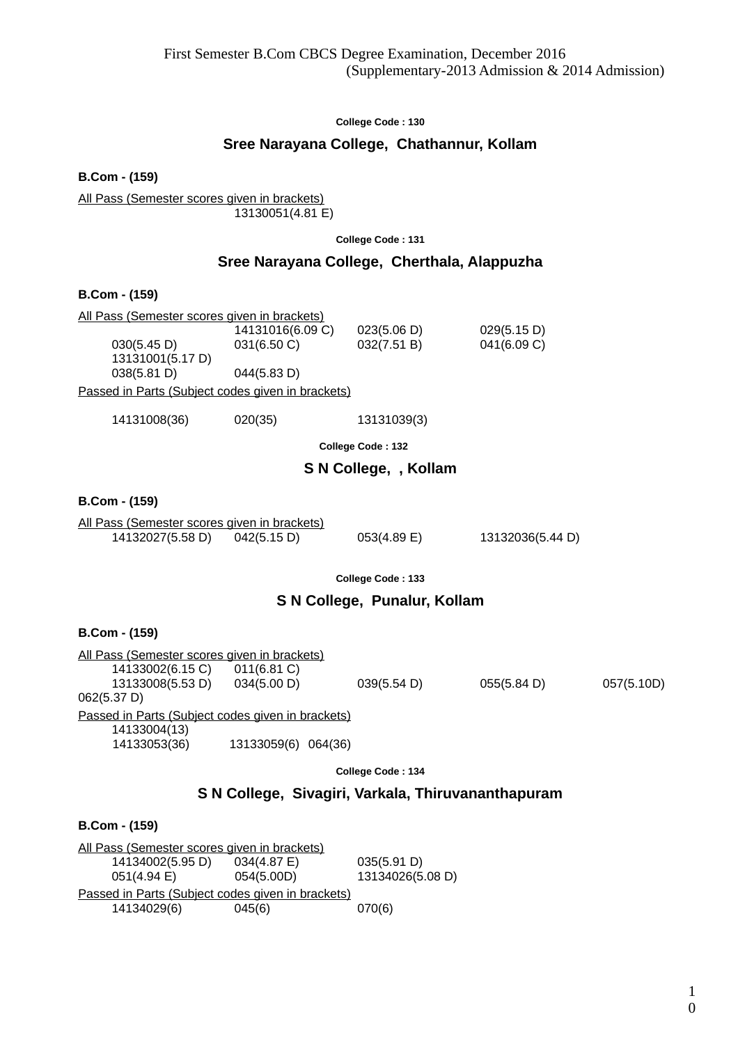First Semester B.Com CBCS Degree Examination, December 2016
(Supplementary-2013 Admission & 2014 Admission)

**College Code : 130**

## Sree Narayana College, Chathannur, Kollam

**B.Com - (159)**

All Pass (Semester scores given in brackets)

13130051(4.81 E)

**College Code : 131**

## Sree Narayana College, Cherthala, Alappuzha

**B.Com - (159)**

All Pass (Semester scores given in brackets)

14131016(6.09 C) 023(5.06 D) 029(5.15 D)
030(5.45 D) 031(6.50 C) 032(7.51 B) 041(6.09 C)
13131001(5.17 D)
038(5.81 D) 044(5.83 D)

Passed in Parts (Subject codes given in brackets)

14131008(36) 020(35) 13131039(3)

**College Code : 132**

## S N College, , Kollam

**B.Com - (159)**

All Pass (Semester scores given in brackets)

14132027(5.58 D) 042(5.15 D) 053(4.89 E) 13132036(5.44 D)

**College Code : 133**

## S N College, Punalur, Kollam

**B.Com - (159)**

All Pass (Semester scores given in brackets)

14133002(6.15 C) 011(6.81 C)
13133008(5.53 D) 034(5.00 D) 039(5.54 D) 055(5.84 D) 057(5.10D)
062(5.37 D)

Passed in Parts (Subject codes given in brackets)

14133004(13)
14133053(36) 13133059(6) 064(36)

**College Code : 134**

## S N College, Sivagiri, Varkala, Thiruvananthapuram

**B.Com - (159)**

All Pass (Semester scores given in brackets)

14134002(5.95 D) 034(4.87 E) 035(5.91 D)
051(4.94 E) 054(5.00D) 13134026(5.08 D)

Passed in Parts (Subject codes given in brackets)

14134029(6) 045(6) 070(6)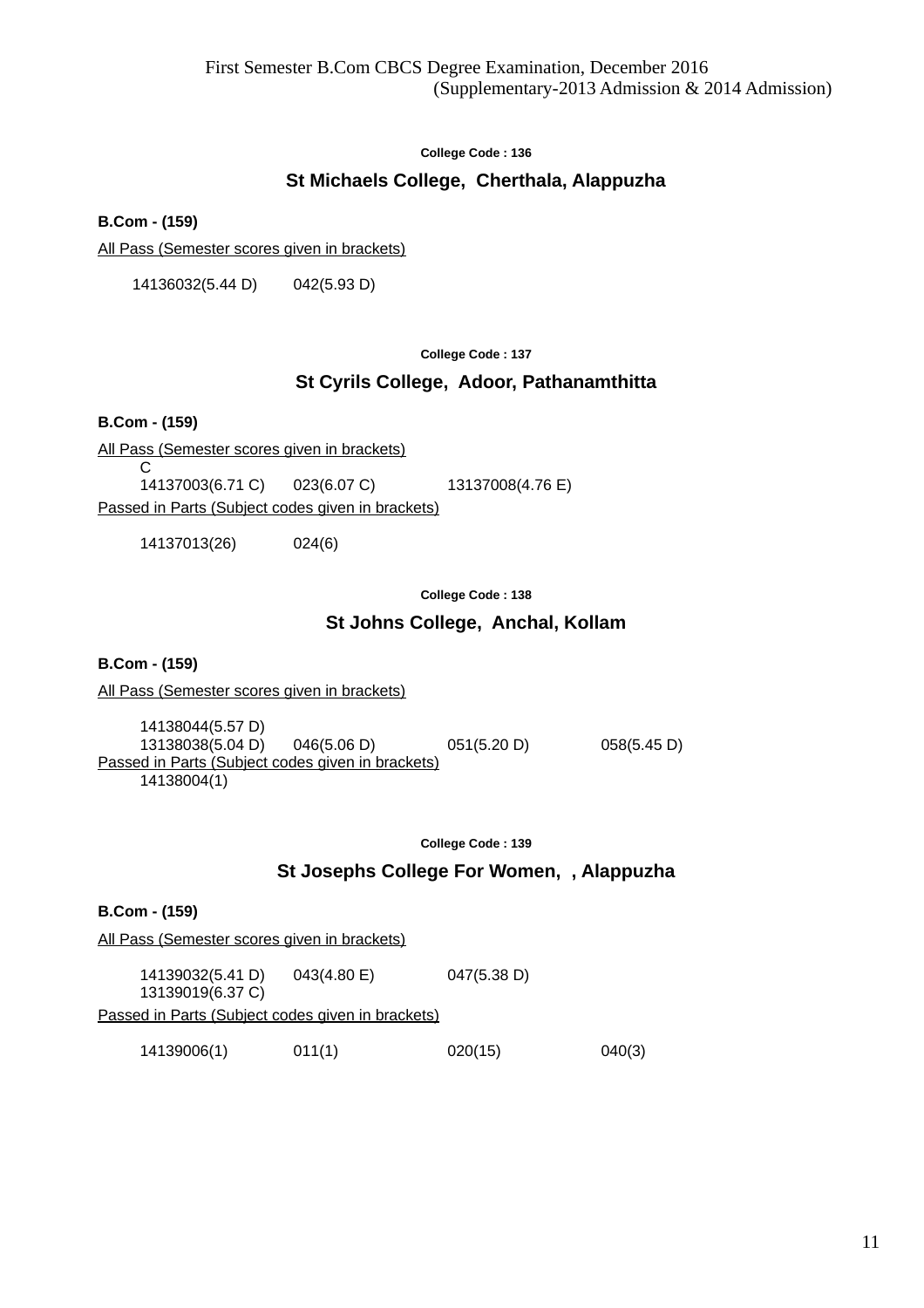First Semester B.Com CBCS Degree Examination, December 2016
(Supplementary-2013 Admission & 2014 Admission)

**College Code : 136**

## St Michaels College, Cherthala, Alappuzha

**B.Com - (159)**

All Pass (Semester scores given in brackets)

14136032(5.44 D)    042(5.93 D)

**College Code : 137**

## St Cyrils College, Adoor, Pathanamthitta

**B.Com - (159)**

All Pass (Semester scores given in brackets)

C

14137003(6.71 C)    023(6.07 C)    13137008(4.76 E)

Passed in Parts (Subject codes given in brackets)

14137013(26)    024(6)

**College Code : 138**

## St Johns College, Anchal, Kollam

**B.Com - (159)**

All Pass (Semester scores given in brackets)

14138044(5.57 D)

13138038(5.04 D)    046(5.06 D)    051(5.20 D)    058(5.45 D)

Passed in Parts (Subject codes given in brackets)

14138004(1)

**College Code : 139**

## St Josephs College For Women, , Alappuzha

**B.Com - (159)**

All Pass (Semester scores given in brackets)

14139032(5.41 D)    043(4.80 E)    047(5.38 D)

13139019(6.37 C)

Passed in Parts (Subject codes given in brackets)

14139006(1)    011(1)    020(15)    040(3)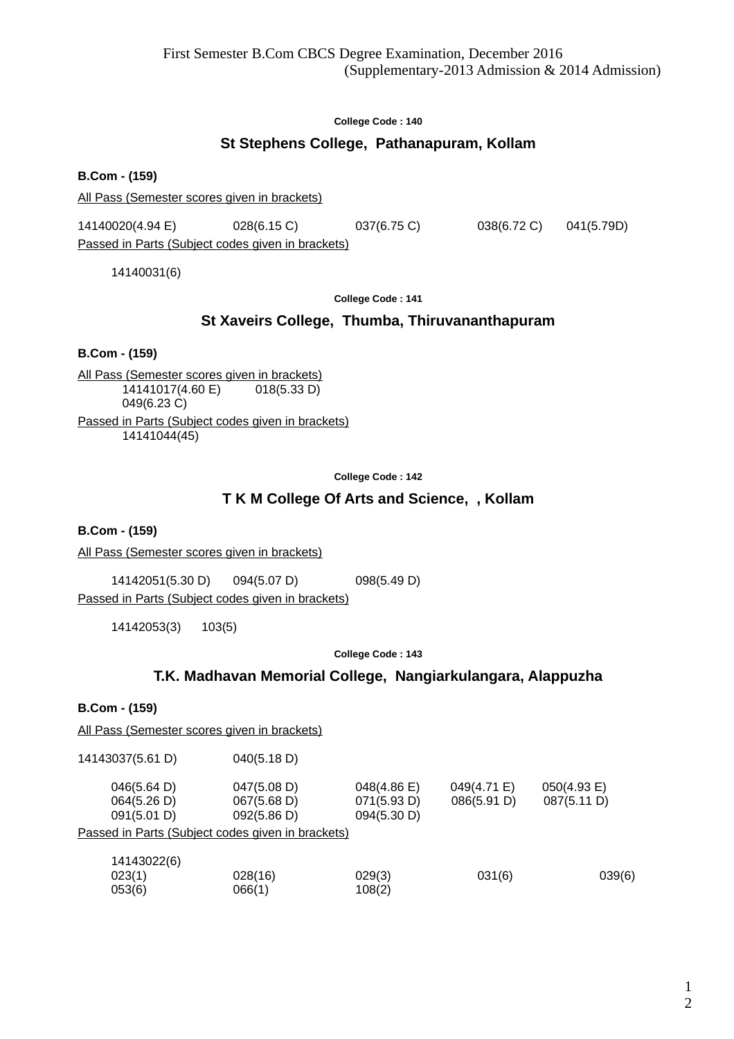First Semester B.Com CBCS Degree Examination, December 2016
(Supplementary-2013 Admission & 2014 Admission)

**College Code : 140**

## St Stephens College, Pathanapuram, Kollam

**B.Com - (159)**

All Pass (Semester scores given in brackets)

14140020(4.94 E) 028(6.15 C) 037(6.75 C) 038(6.72 C) 041(5.79D)

Passed in Parts (Subject codes given in brackets)

14140031(6)

**College Code : 141**

## St Xaveirs College, Thumba, Thiruvananthapuram

**B.Com - (159)**

All Pass (Semester scores given in brackets)

14141017(4.60 E) 018(5.33 D)
049(6.23 C)

Passed in Parts (Subject codes given in brackets)

14141044(45)

**College Code : 142**

## T K M College Of Arts and Science, , Kollam

**B.Com - (159)**

All Pass (Semester scores given in brackets)

14142051(5.30 D) 094(5.07 D) 098(5.49 D)

Passed in Parts (Subject codes given in brackets)

14142053(3) 103(5)

**College Code : 143**

## T.K. Madhavan Memorial College, Nangiarkulangara, Alappuzha

**B.Com - (159)**

All Pass (Semester scores given in brackets)

14143037(5.61 D) 040(5.18 D)

046(5.64 D) 047(5.08 D) 048(4.86 E) 049(4.71 E) 050(4.93 E)
064(5.26 D) 067(5.68 D) 071(5.93 D) 086(5.91 D) 087(5.11 D)
091(5.01 D) 092(5.86 D) 094(5.30 D)

Passed in Parts (Subject codes given in brackets)

14143022(6)
023(1) 028(16) 029(3) 031(6) 039(6)
053(6) 066(1) 108(2)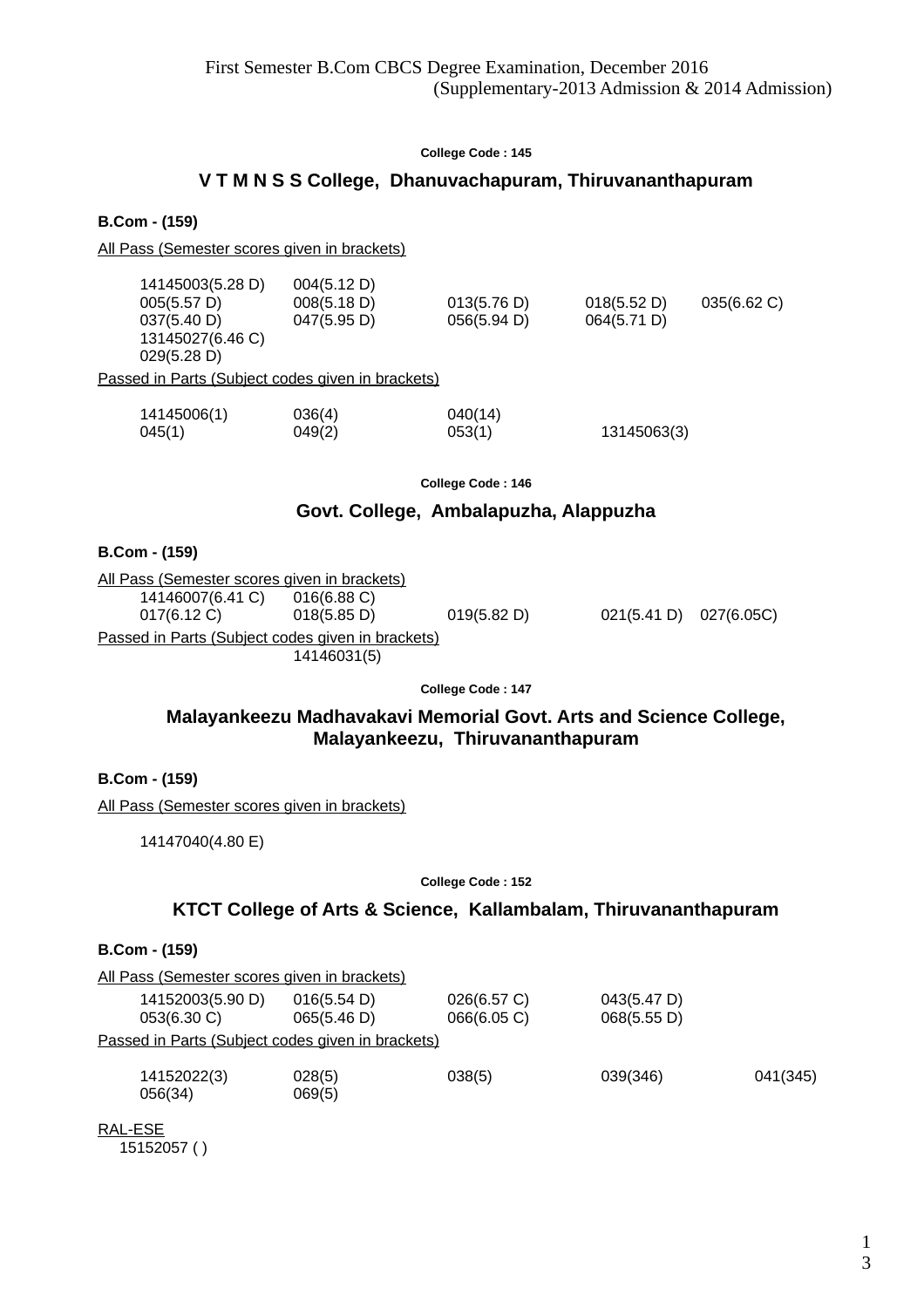First Semester B.Com CBCS Degree Examination, December 2016
(Supplementary-2013 Admission & 2014 Admission)

College Code : 145

## V T M N S S College, Dhanuvachapuram, Thiruvananthapuram

**B.Com - (159)**

All Pass (Semester scores given in brackets)

| | | | | |
|---|---|---|---|---|
| 14145003(5.28 D) | 004(5.12 D) | | | |
| 005(5.57 D) | 008(5.18 D) | 013(5.76 D) | 018(5.52 D) | 035(6.62 C) |
| 037(5.40 D) | 047(5.95 D) | 056(5.94 D) | 064(5.71 D) | |
| 13145027(6.46 C) | | | | |
| 029(5.28 D) | | | | |

Passed in Parts (Subject codes given in brackets)

| | | | |
|---|---|---|---|
| 14145006(1) | 036(4) | 040(14) | |
| 045(1) | 049(2) | 053(1) | 13145063(3) |

College Code : 146

## Govt. College, Ambalapuzha, Alappuzha

**B.Com - (159)**

All Pass (Semester scores given in brackets)

| | | | | |
|---|---|---|---|---|
| 14146007(6.41 C) | 016(6.88 C) | | | |
| 017(6.12 C) | 018(5.85 D) | 019(5.82 D) | 021(5.41 D) | 027(6.05C) |

Passed in Parts (Subject codes given in brackets)

14146031(5)

College Code : 147

## Malayankeezu Madhavakavi Memorial Govt. Arts and Science College, Malayankeezu, Thiruvananthapuram

**B.Com - (159)**

All Pass (Semester scores given in brackets)

14147040(4.80 E)

College Code : 152

## KTCT College of Arts & Science, Kallambalam, Thiruvananthapuram

**B.Com - (159)**

All Pass (Semester scores given in brackets)

| | | | |
|---|---|---|---|
| 14152003(5.90 D) | 016(5.54 D) | 026(6.57 C) | 043(5.47 D) |
| 053(6.30 C) | 065(5.46 D) | 066(6.05 C) | 068(5.55 D) |

Passed in Parts (Subject codes given in brackets)

| | | | | |
|---|---|---|---|---|
| 14152022(3) | 028(5) | 038(5) | 039(346) | 041(345) |
| 056(34) | 069(5) | | | |

RAL-ESE

15152057 ( )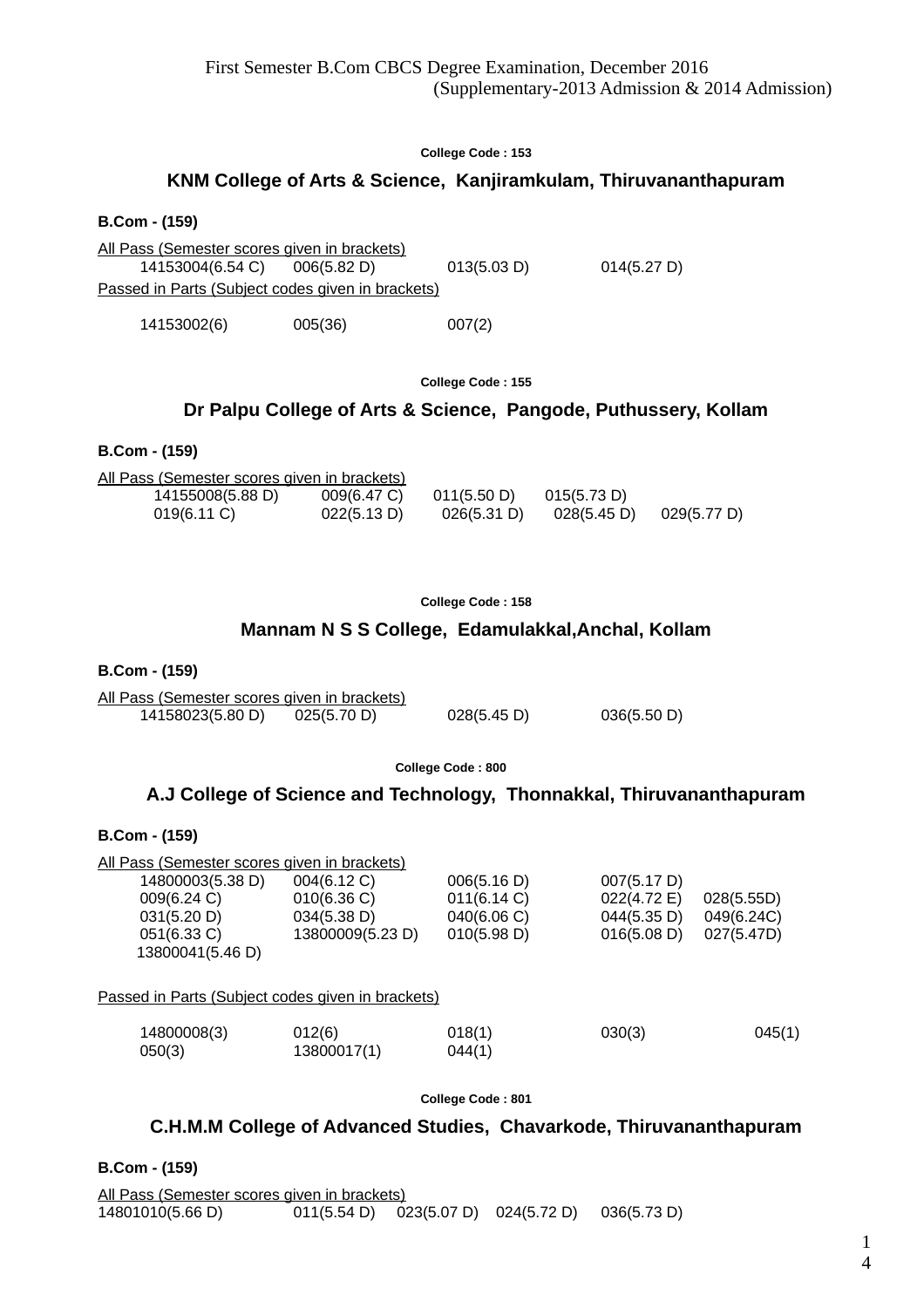First Semester B.Com CBCS Degree Examination, December 2016
(Supplementary-2013 Admission & 2014 Admission)

**College Code : 153**

## KNM College of Arts & Science, Kanjiramkulam, Thiruvananthapuram

**B.Com - (159)**

All Pass (Semester scores given in brackets)

14153004(6.54 C) 006(5.82 D) 013(5.03 D) 014(5.27 D)

Passed in Parts (Subject codes given in brackets)

14153002(6) 005(36) 007(2)

**College Code : 155**

## Dr Palpu College of Arts & Science, Pangode, Puthussery, Kollam

**B.Com - (159)**

All Pass (Semester scores given in brackets)

14155008(5.88 D) 009(6.47 C) 011(5.50 D) 015(5.73 D)
019(6.11 C) 022(5.13 D) 026(5.31 D) 028(5.45 D) 029(5.77 D)

**College Code : 158**

## Mannam N S S College, Edamulakkal,Anchal, Kollam

**B.Com - (159)**

All Pass (Semester scores given in brackets)

14158023(5.80 D) 025(5.70 D) 028(5.45 D) 036(5.50 D)

**College Code : 800**

## A.J College of Science and Technology, Thonnakkal, Thiruvananthapuram

**B.Com - (159)**

All Pass (Semester scores given in brackets)

14800003(5.38 D) 004(6.12 C) 006(5.16 D) 007(5.17 D)
009(6.24 C) 010(6.36 C) 011(6.14 C) 022(4.72 E) 028(5.55D)
031(5.20 D) 034(5.38 D) 040(6.06 C) 044(5.35 D) 049(6.24C)
051(6.33 C) 13800009(5.23 D) 010(5.98 D) 016(5.08 D) 027(5.47D)
13800041(5.46 D)

Passed in Parts (Subject codes given in brackets)

14800008(3) 012(6) 018(1) 030(3) 045(1)
050(3) 13800017(1) 044(1)

**College Code : 801**

## C.H.M.M College of Advanced Studies, Chavarkode, Thiruvananthapuram

**B.Com - (159)**

All Pass (Semester scores given in brackets)

14801010(5.66 D) 011(5.54 D) 023(5.07 D) 024(5.72 D) 036(5.73 D)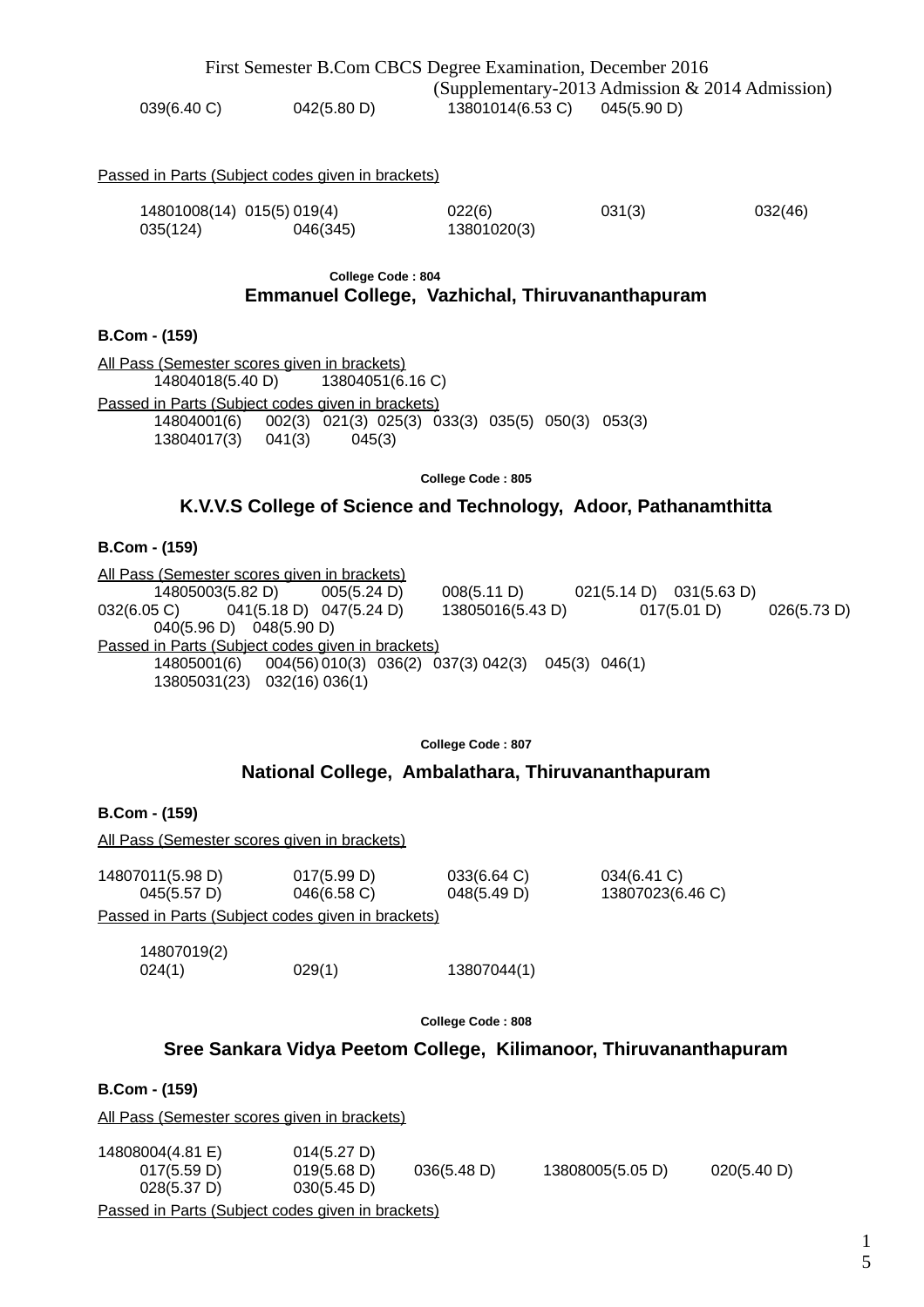039(6.40 C) 042(5.80 D) 13801014(6.53 C) 045(5.90 D)

Passed in Parts (Subject codes given in brackets)

14801008(14) 015(5) 019(4) 022(6) 031(3) 032(46)
035(124) 046(345) 13801020(3)

College Code : 804

## Emmanuel College, Vazhichal, Thiruvananthapuram

**B.Com - (159)**

All Pass (Semester scores given in brackets)
14804018(5.40 D) 13804051(6.16 C)

Passed in Parts (Subject codes given in brackets)
14804001(6) 002(3) 021(3) 025(3) 033(3) 035(5) 050(3) 053(3)
13804017(3) 041(3) 045(3)

College Code : 805

## K.V.V.S College of Science and Technology, Adoor, Pathanamthitta

**B.Com - (159)**

All Pass (Semester scores given in brackets)
14805003(5.82 D) 005(5.24 D) 008(5.11 D) 021(5.14 D) 031(5.63 D)
032(6.05 C) 041(5.18 D) 047(5.24 D) 13805016(5.43 D) 017(5.01 D) 026(5.73 D)
040(5.96 D) 048(5.90 D)

Passed in Parts (Subject codes given in brackets)
14805001(6) 004(56) 010(3) 036(2) 037(3) 042(3) 045(3) 046(1)
13805031(23) 032(16) 036(1)

College Code : 807

## National College, Ambalathara, Thiruvananthapuram

**B.Com - (159)**

All Pass (Semester scores given in brackets)

14807011(5.98 D) 017(5.99 D) 033(6.64 C) 034(6.41 C)
045(5.57 D) 046(6.58 C) 048(5.49 D) 13807023(6.46 C)

Passed in Parts (Subject codes given in brackets)

14807019(2)
024(1) 029(1) 13807044(1)

College Code : 808

## Sree Sankara Vidya Peetom College, Kilimanoor, Thiruvananthapuram

**B.Com - (159)**

All Pass (Semester scores given in brackets)

14808004(4.81 E) 014(5.27 D)
017(5.59 D) 019(5.68 D) 036(5.48 D) 13808005(5.05 D) 020(5.40 D)
028(5.37 D) 030(5.45 D)

Passed in Parts (Subject codes given in brackets)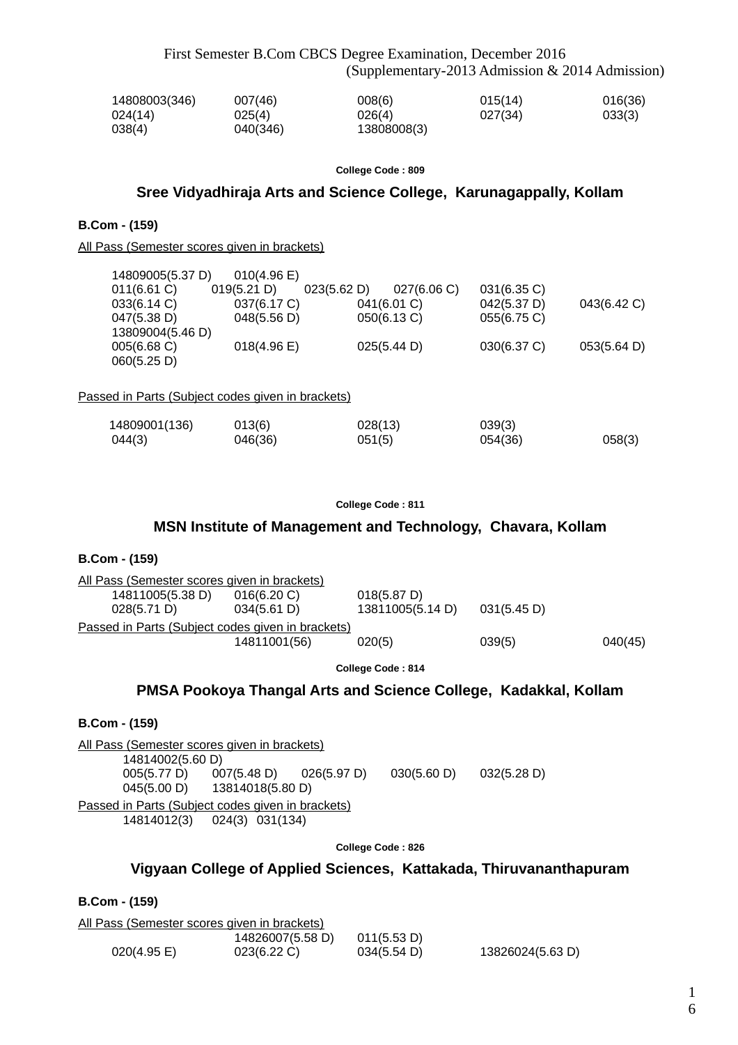First Semester B.Com CBCS Degree Examination, December 2016
(Supplementary-2013 Admission & 2014 Admission)

14808003(346) 007(46) 008(6) 015(14) 016(36)
024(14) 025(4) 026(4) 027(34) 033(3)
038(4) 040(346) 13808008(3)

**College Code : 809**

## Sree Vidyadhiraja Arts and Science College, Karunagappally, Kollam

**B.Com - (159)**

All Pass (Semester scores given in brackets)

14809005(5.37 D) 010(4.96 E)
011(6.61 C) 019(5.21 D) 023(5.62 D) 027(6.06 C) 031(6.35 C)
033(6.14 C) 037(6.17 C) 041(6.01 C) 042(5.37 D) 043(6.42 C)
047(5.38 D) 048(5.56 D) 050(6.13 C) 055(6.75 C)
13809004(5.46 D)
005(6.68 C) 018(4.96 E) 025(5.44 D) 030(6.37 C) 053(5.64 D)
060(5.25 D)

Passed in Parts (Subject codes given in brackets)

14809001(136) 013(6) 028(13) 039(3)
044(3) 046(36) 051(5) 054(36) 058(3)

**College Code : 811**

## MSN Institute of Management and Technology, Chavara, Kollam

**B.Com - (159)**

All Pass (Semester scores given in brackets)

14811005(5.38 D) 016(6.20 C) 018(5.87 D)
028(5.71 D) 034(5.61 D) 13811005(5.14 D) 031(5.45 D)

Passed in Parts (Subject codes given in brackets)

14811001(56) 020(5) 039(5) 040(45)

**College Code : 814**

## PMSA Pookoya Thangal Arts and Science College, Kadakkal, Kollam

**B.Com - (159)**

All Pass (Semester scores given in brackets)

14814002(5.60 D)
005(5.77 D) 007(5.48 D) 026(5.97 D) 030(5.60 D) 032(5.28 D)
045(5.00 D) 13814018(5.80 D)

Passed in Parts (Subject codes given in brackets)

14814012(3) 024(3) 031(134)

**College Code : 826**

## Vigyaan College of Applied Sciences, Kattakada, Thiruvananthapuram

**B.Com - (159)**

All Pass (Semester scores given in brackets)

14826007(5.58 D) 011(5.53 D)
020(4.95 E) 023(6.22 C) 034(5.54 D) 13826024(5.63 D)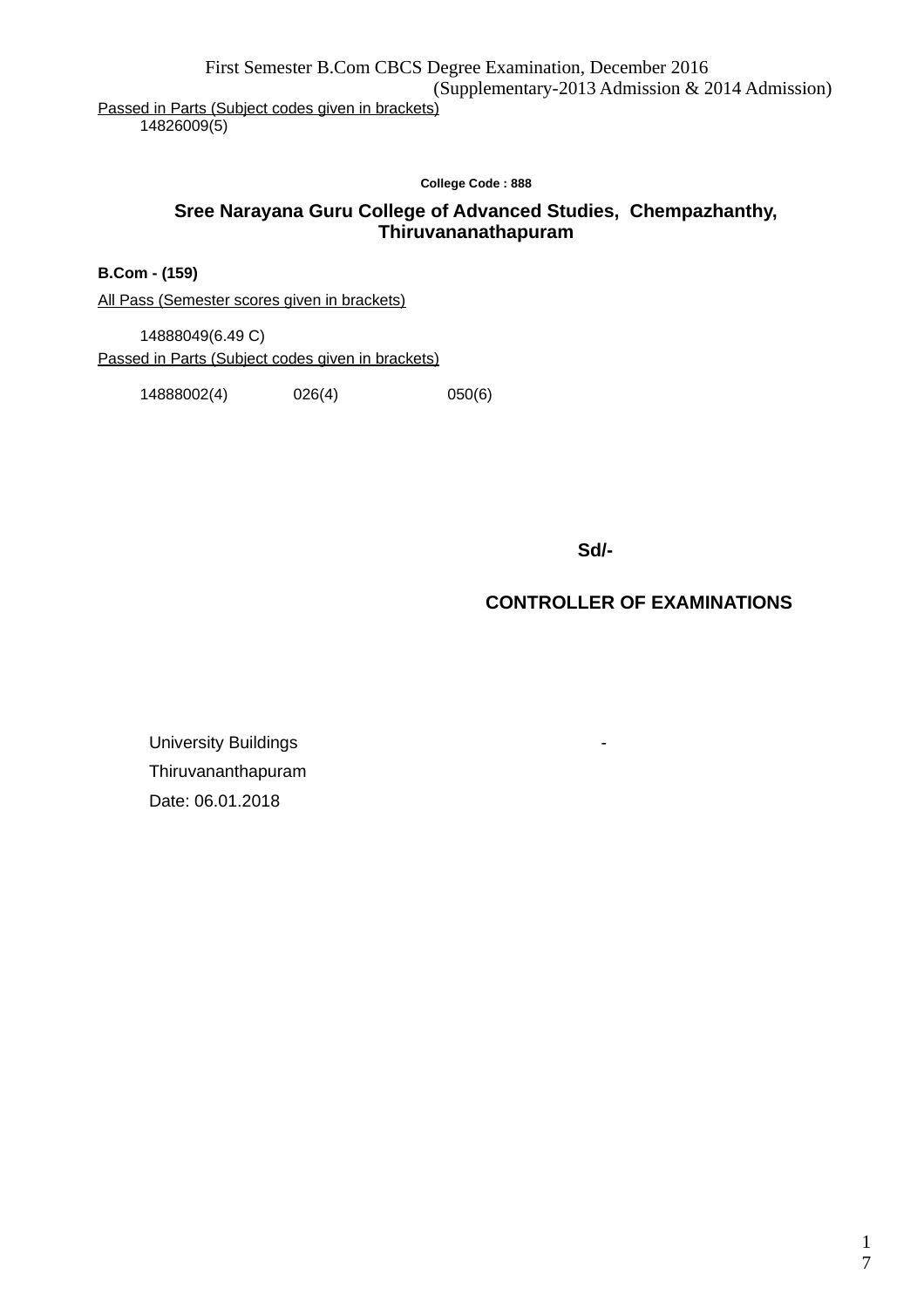First Semester B.Com CBCS Degree Examination, December 2016
(Supplementary-2013 Admission & 2014 Admission)

Passed in Parts (Subject codes given in brackets)

14826009(5)

College Code : 888

## Sree Narayana Guru College of Advanced Studies, Chempazhanthy, Thiruvananathapuram

**B.Com - (159)**

All Pass (Semester scores given in brackets)

14888049(6.49 C)

Passed in Parts (Subject codes given in brackets)

14888002(4) 026(4) 050(6)

**Sd/-**

**CONTROLLER OF EXAMINATIONS**

University Buildings -
Thiruvananthapuram
Date: 06.01.2018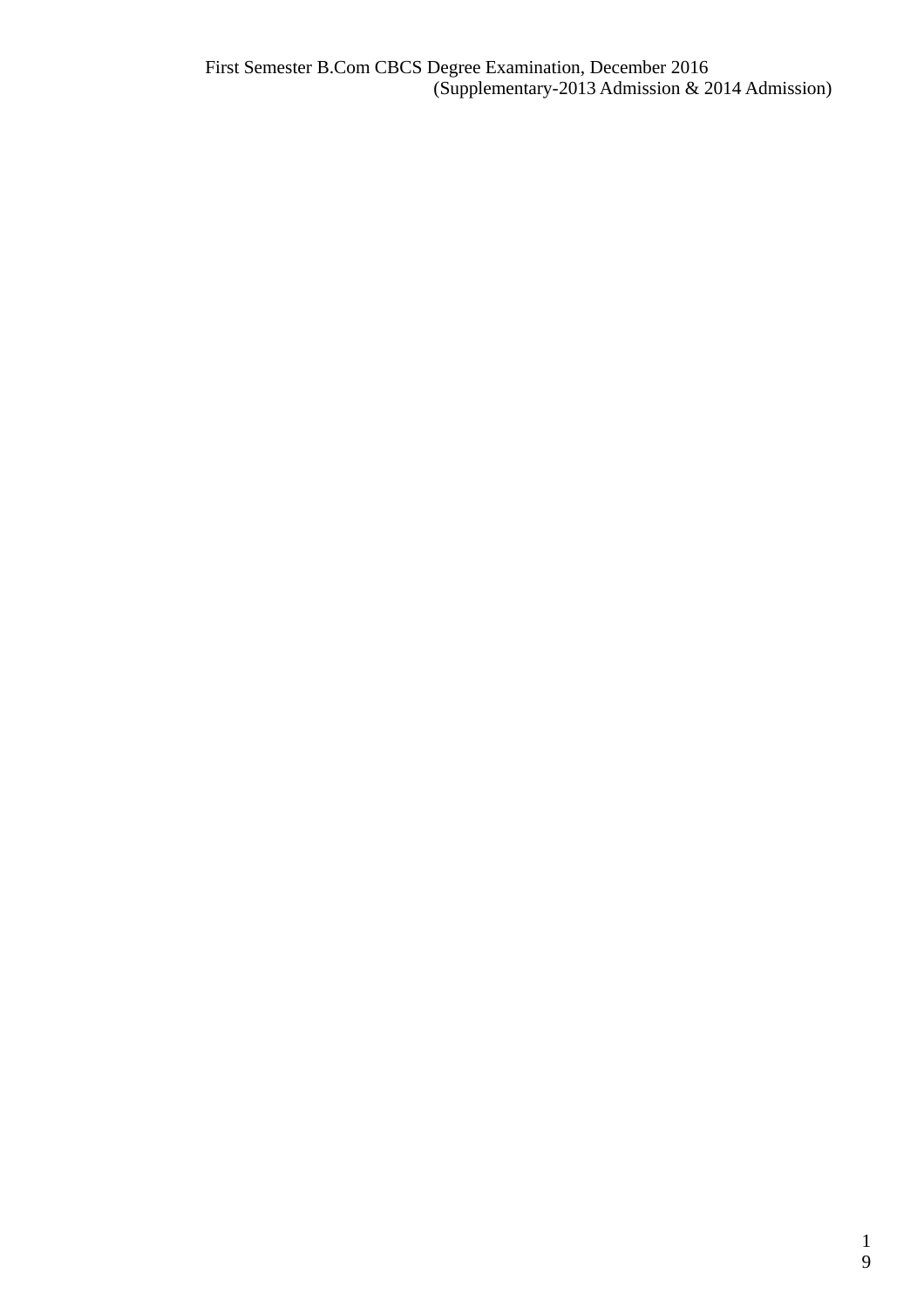First Semester B.Com CBCS Degree Examination, December 2016
(Supplementary-2013 Admission & 2014 Admission)